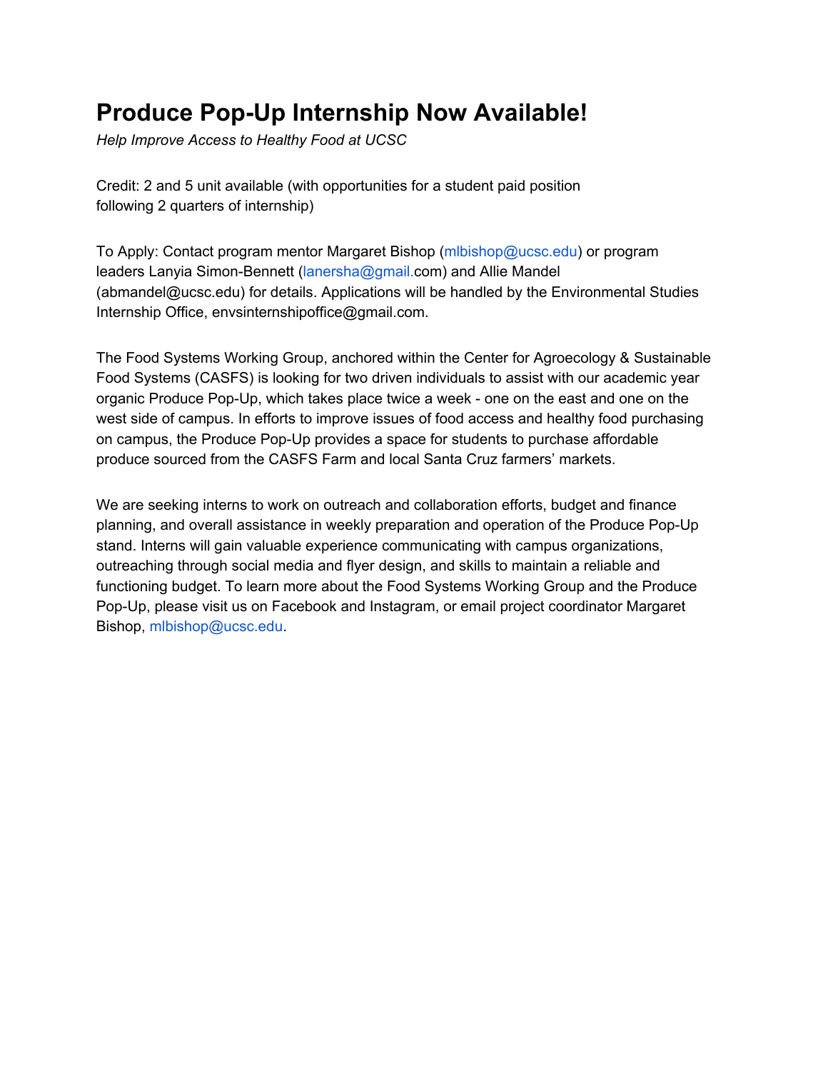# Produce Pop-Up Internship Now Available!

*Help Improve Access to Healthy Food at UCSC*

Credit: 2 and 5 unit available (with opportunities for a student paid position following 2 quarters of internship)

To Apply: Contact program mentor Margaret Bishop (mlbishop@ucsc.edu) or program leaders Lanyia Simon-Bennett (lanersha@gmail.com) and Allie Mandel (abmandel@ucsc.edu) for details. Applications will be handled by the Environmental Studies Internship Office, envsinternshipoffice@gmail.com.

The Food Systems Working Group, anchored within the Center for Agroecology & Sustainable Food Systems (CASFS) is looking for two driven individuals to assist with our academic year organic Produce Pop-Up, which takes place twice a week - one on the east and one on the west side of campus. In efforts to improve issues of food access and healthy food purchasing on campus, the Produce Pop-Up provides a space for students to purchase affordable produce sourced from the CASFS Farm and local Santa Cruz farmers' markets.

We are seeking interns to work on outreach and collaboration efforts, budget and finance planning, and overall assistance in weekly preparation and operation of the Produce Pop-Up stand. Interns will gain valuable experience communicating with campus organizations, outreaching through social media and flyer design, and skills to maintain a reliable and functioning budget. To learn more about the Food Systems Working Group and the Produce Pop-Up, please visit us on Facebook and Instagram, or email project coordinator Margaret Bishop, mlbishop@ucsc.edu.